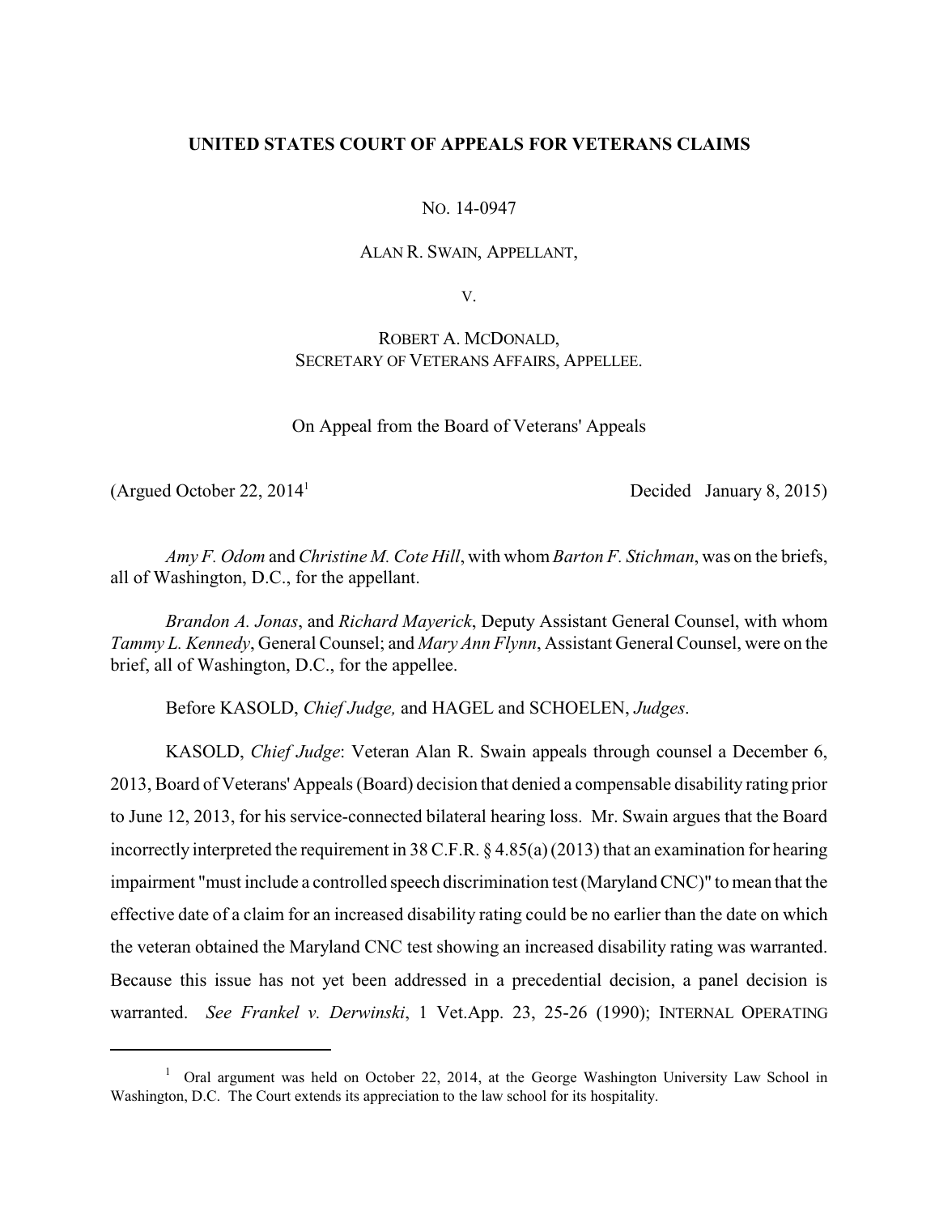**UNITED STATES COURT OF APPEALS FOR VETERANS CLAIMS**

NO. 14-0947

ALAN R. SWAIN, APPELLANT,

V.

ROBERT A. MCDONALD,
SECRETARY OF VETERANS AFFAIRS, APPELLEE.

On Appeal from the Board of Veterans' Appeals

(Argued October 22, 2014[1] Decided January 8, 2015)

*Amy F. Odom* and *Christine M. Cote Hill*, with whom *Barton F. Stichman*, was on the briefs, all of Washington, D.C., for the appellant.

*Brandon A. Jonas*, and *Richard Mayerick*, Deputy Assistant General Counsel, with whom *Tammy L. Kennedy*, General Counsel; and *Mary Ann Flynn*, Assistant General Counsel, were on the brief, all of Washington, D.C., for the appellee.

Before KASOLD, *Chief Judge,* and HAGEL and SCHOELEN, *Judges*.

KASOLD, *Chief Judge*: Veteran Alan R. Swain appeals through counsel a December 6, 2013, Board of Veterans' Appeals (Board) decision that denied a compensable disability rating prior to June 12, 2013, for his service-connected bilateral hearing loss. Mr. Swain argues that the Board incorrectly interpreted the requirement in 38 C.F.R. § 4.85(a) (2013) that an examination for hearing impairment "must include a controlled speech discrimination test (Maryland CNC)" to mean that the effective date of a claim for an increased disability rating could be no earlier than the date on which the veteran obtained the Maryland CNC test showing an increased disability rating was warranted. Because this issue has not yet been addressed in a precedential decision, a panel decision is warranted. *See Frankel v. Derwinski*, 1 Vet.App. 23, 25-26 (1990); INTERNAL OPERATING

[1] Oral argument was held on October 22, 2014, at the George Washington University Law School in Washington, D.C. The Court extends its appreciation to the law school for its hospitality.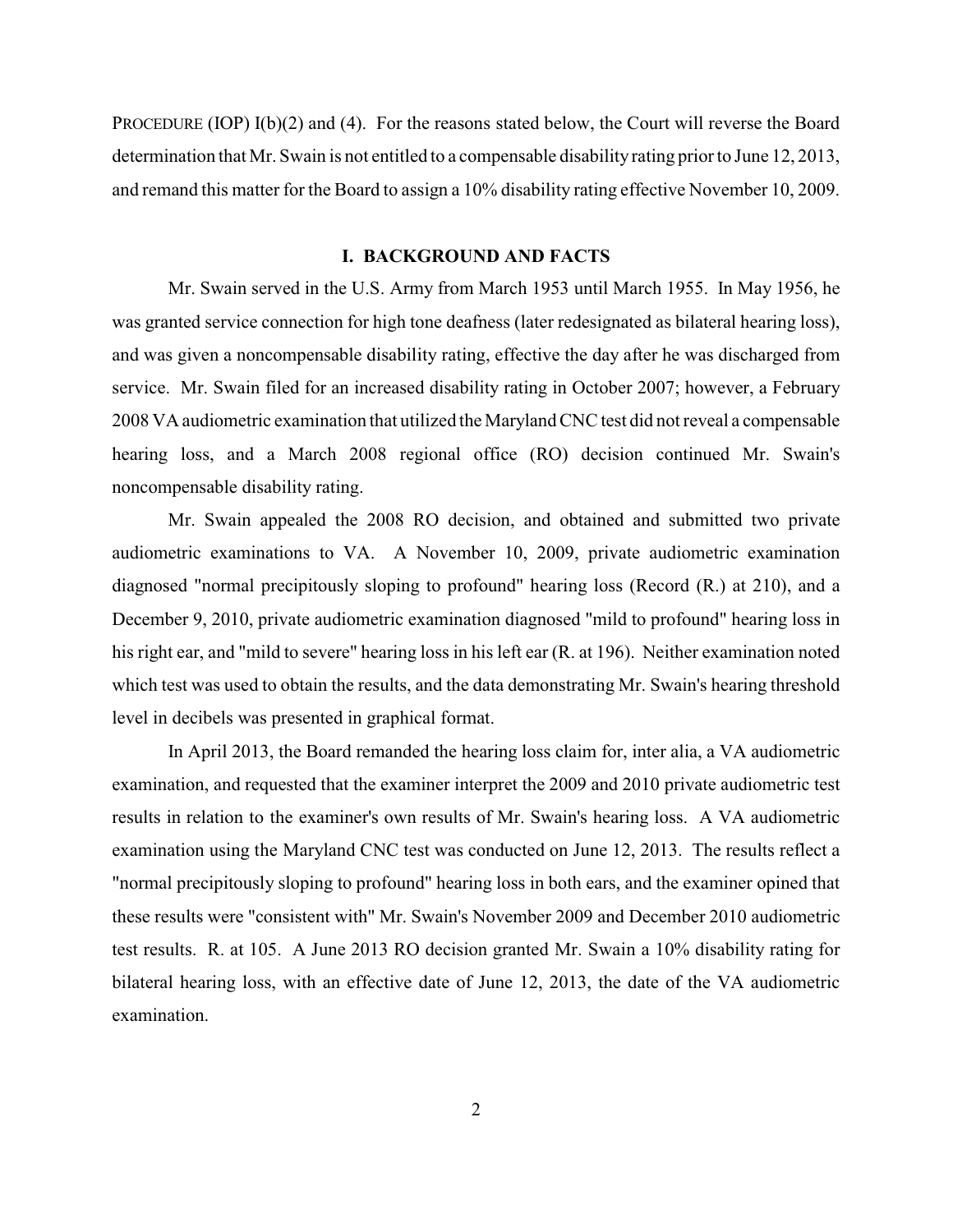PROCEDURE (IOP) I(b)(2) and (4). For the reasons stated below, the Court will reverse the Board determination that Mr. Swain is not entitled to a compensable disability rating prior to June 12, 2013, and remand this matter for the Board to assign a 10% disability rating effective November 10, 2009.

## I. BACKGROUND AND FACTS

Mr. Swain served in the U.S. Army from March 1953 until March 1955. In May 1956, he was granted service connection for high tone deafness (later redesignated as bilateral hearing loss), and was given a noncompensable disability rating, effective the day after he was discharged from service. Mr. Swain filed for an increased disability rating in October 2007; however, a February 2008 VA audiometric examination that utilized the Maryland CNC test did not reveal a compensable hearing loss, and a March 2008 regional office (RO) decision continued Mr. Swain's noncompensable disability rating.

Mr. Swain appealed the 2008 RO decision, and obtained and submitted two private audiometric examinations to VA. A November 10, 2009, private audiometric examination diagnosed "normal precipitously sloping to profound" hearing loss (Record (R.) at 210), and a December 9, 2010, private audiometric examination diagnosed "mild to profound" hearing loss in his right ear, and "mild to severe" hearing loss in his left ear (R. at 196). Neither examination noted which test was used to obtain the results, and the data demonstrating Mr. Swain's hearing threshold level in decibels was presented in graphical format.

In April 2013, the Board remanded the hearing loss claim for, inter alia, a VA audiometric examination, and requested that the examiner interpret the 2009 and 2010 private audiometric test results in relation to the examiner's own results of Mr. Swain's hearing loss. A VA audiometric examination using the Maryland CNC test was conducted on June 12, 2013. The results reflect a "normal precipitously sloping to profound" hearing loss in both ears, and the examiner opined that these results were "consistent with" Mr. Swain's November 2009 and December 2010 audiometric test results. R. at 105. A June 2013 RO decision granted Mr. Swain a 10% disability rating for bilateral hearing loss, with an effective date of June 12, 2013, the date of the VA audiometric examination.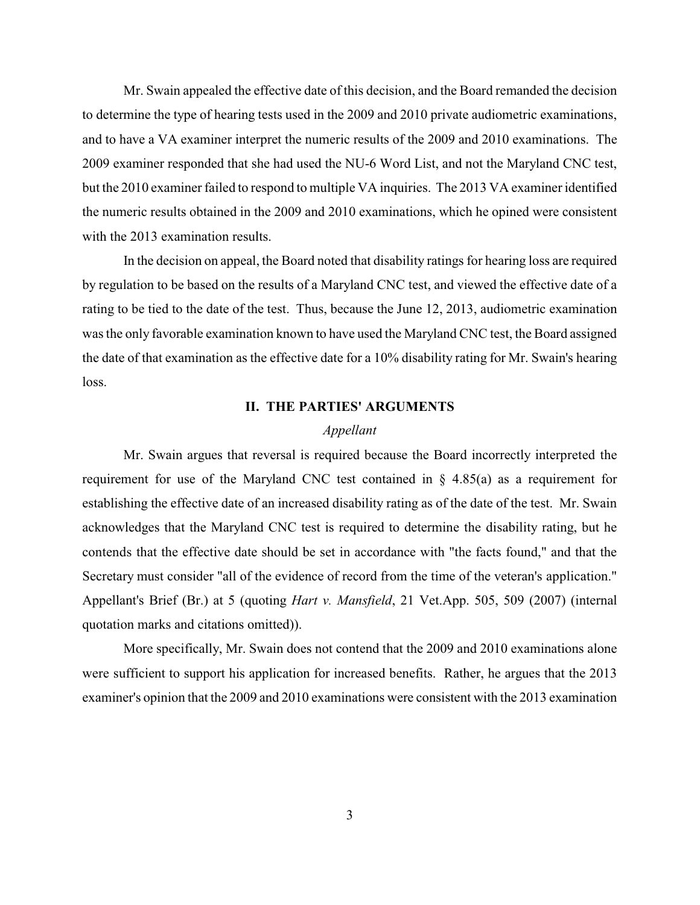Mr. Swain appealed the effective date of this decision, and the Board remanded the decision to determine the type of hearing tests used in the 2009 and 2010 private audiometric examinations, and to have a VA examiner interpret the numeric results of the 2009 and 2010 examinations. The 2009 examiner responded that she had used the NU-6 Word List, and not the Maryland CNC test, but the 2010 examiner failed to respond to multiple VA inquiries. The 2013 VA examiner identified the numeric results obtained in the 2009 and 2010 examinations, which he opined were consistent with the 2013 examination results.

In the decision on appeal, the Board noted that disability ratings for hearing loss are required by regulation to be based on the results of a Maryland CNC test, and viewed the effective date of a rating to be tied to the date of the test. Thus, because the June 12, 2013, audiometric examination was the only favorable examination known to have used the Maryland CNC test, the Board assigned the date of that examination as the effective date for a 10% disability rating for Mr. Swain's hearing loss.

## II. THE PARTIES' ARGUMENTS

### *Appellant*

Mr. Swain argues that reversal is required because the Board incorrectly interpreted the requirement for use of the Maryland CNC test contained in § 4.85(a) as a requirement for establishing the effective date of an increased disability rating as of the date of the test. Mr. Swain acknowledges that the Maryland CNC test is required to determine the disability rating, but he contends that the effective date should be set in accordance with "the facts found," and that the Secretary must consider "all of the evidence of record from the time of the veteran's application." Appellant's Brief (Br.) at 5 (quoting *Hart v. Mansfield*, 21 Vet.App. 505, 509 (2007) (internal quotation marks and citations omitted)).

More specifically, Mr. Swain does not contend that the 2009 and 2010 examinations alone were sufficient to support his application for increased benefits. Rather, he argues that the 2013 examiner's opinion that the 2009 and 2010 examinations were consistent with the 2013 examination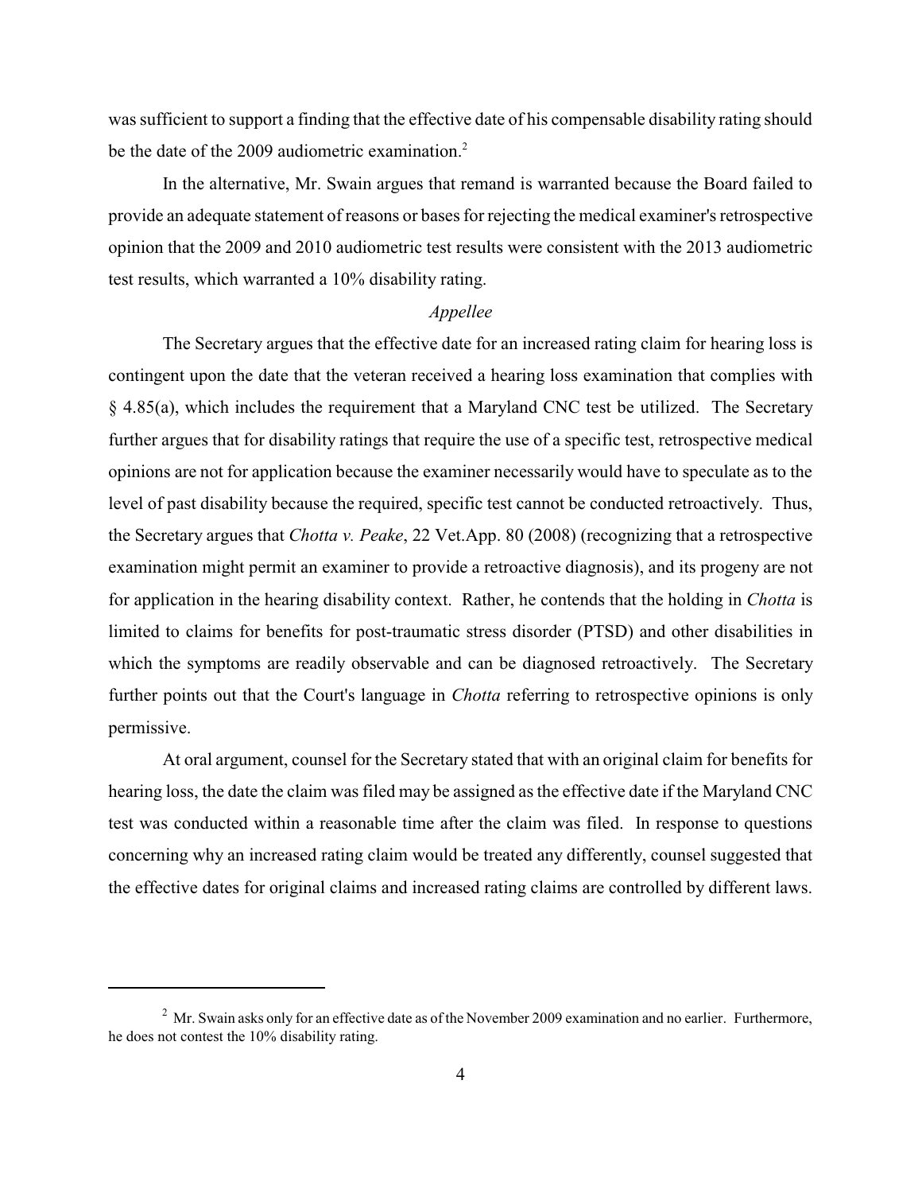was sufficient to support a finding that the effective date of his compensable disability rating should be the date of the 2009 audiometric examination.[2]

In the alternative, Mr. Swain argues that remand is warranted because the Board failed to provide an adequate statement of reasons or bases for rejecting the medical examiner's retrospective opinion that the 2009 and 2010 audiometric test results were consistent with the 2013 audiometric test results, which warranted a 10% disability rating.

*Appellee*

The Secretary argues that the effective date for an increased rating claim for hearing loss is contingent upon the date that the veteran received a hearing loss examination that complies with § 4.85(a), which includes the requirement that a Maryland CNC test be utilized. The Secretary further argues that for disability ratings that require the use of a specific test, retrospective medical opinions are not for application because the examiner necessarily would have to speculate as to the level of past disability because the required, specific test cannot be conducted retroactively. Thus, the Secretary argues that *Chotta v. Peake*, 22 Vet.App. 80 (2008) (recognizing that a retrospective examination might permit an examiner to provide a retroactive diagnosis), and its progeny are not for application in the hearing disability context. Rather, he contends that the holding in *Chotta* is limited to claims for benefits for post-traumatic stress disorder (PTSD) and other disabilities in which the symptoms are readily observable and can be diagnosed retroactively. The Secretary further points out that the Court's language in *Chotta* referring to retrospective opinions is only permissive.

At oral argument, counsel for the Secretary stated that with an original claim for benefits for hearing loss, the date the claim was filed may be assigned as the effective date if the Maryland CNC test was conducted within a reasonable time after the claim was filed. In response to questions concerning why an increased rating claim would be treated any differently, counsel suggested that the effective dates for original claims and increased rating claims are controlled by different laws.

---

[2] Mr. Swain asks only for an effective date as of the November 2009 examination and no earlier. Furthermore, he does not contest the 10% disability rating.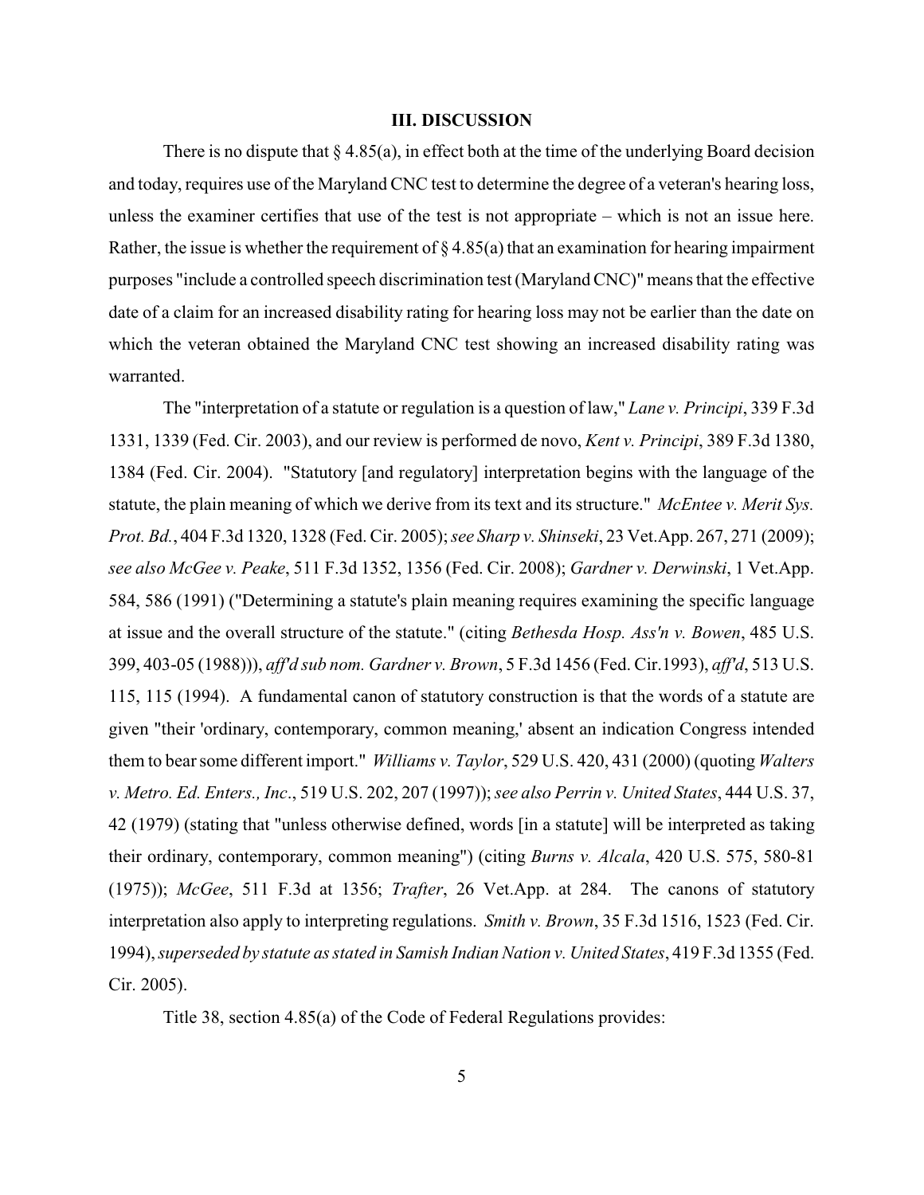## III. DISCUSSION

There is no dispute that § 4.85(a), in effect both at the time of the underlying Board decision and today, requires use of the Maryland CNC test to determine the degree of a veteran's hearing loss, unless the examiner certifies that use of the test is not appropriate – which is not an issue here. Rather, the issue is whether the requirement of § 4.85(a) that an examination for hearing impairment purposes "include a controlled speech discrimination test (Maryland CNC)" means that the effective date of a claim for an increased disability rating for hearing loss may not be earlier than the date on which the veteran obtained the Maryland CNC test showing an increased disability rating was warranted.

The "interpretation of a statute or regulation is a question of law," *Lane v. Principi*, 339 F.3d 1331, 1339 (Fed. Cir. 2003), and our review is performed de novo, *Kent v. Principi*, 389 F.3d 1380, 1384 (Fed. Cir. 2004). "Statutory [and regulatory] interpretation begins with the language of the statute, the plain meaning of which we derive from its text and its structure." *McEntee v. Merit Sys. Prot. Bd.*, 404 F.3d 1320, 1328 (Fed. Cir. 2005); *see Sharp v. Shinseki*, 23 Vet.App. 267, 271 (2009); *see also McGee v. Peake*, 511 F.3d 1352, 1356 (Fed. Cir. 2008); *Gardner v. Derwinski*, 1 Vet.App. 584, 586 (1991) ("Determining a statute's plain meaning requires examining the specific language at issue and the overall structure of the statute." (citing *Bethesda Hosp. Ass'n v. Bowen*, 485 U.S. 399, 403-05 (1988))), *aff'd sub nom. Gardner v. Brown*, 5 F.3d 1456 (Fed. Cir.1993), *aff'd*, 513 U.S. 115, 115 (1994). A fundamental canon of statutory construction is that the words of a statute are given "their 'ordinary, contemporary, common meaning,' absent an indication Congress intended them to bear some different import." *Williams v. Taylor*, 529 U.S. 420, 431 (2000) (quoting *Walters v. Metro. Ed. Enters., Inc*., 519 U.S. 202, 207 (1997)); *see also Perrin v. United States*, 444 U.S. 37, 42 (1979) (stating that "unless otherwise defined, words [in a statute] will be interpreted as taking their ordinary, contemporary, common meaning") (citing *Burns v. Alcala*, 420 U.S. 575, 580-81 (1975)); *McGee*, 511 F.3d at 1356; *Trafter*, 26 Vet.App. at 284. The canons of statutory interpretation also apply to interpreting regulations. *Smith v. Brown*, 35 F.3d 1516, 1523 (Fed. Cir. 1994), *superseded by statute as stated in Samish Indian Nation v. United States*, 419 F.3d 1355 (Fed. Cir. 2005).

Title 38, section 4.85(a) of the Code of Federal Regulations provides: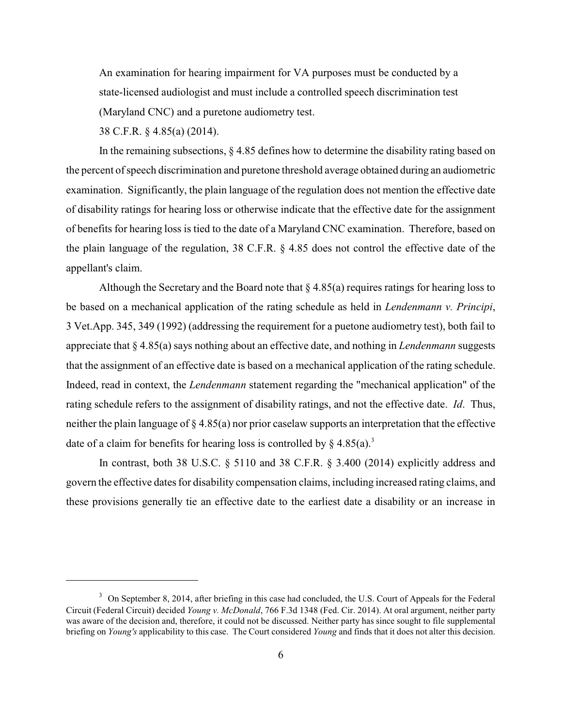> An examination for hearing impairment for VA purposes must be conducted by a state-licensed audiologist and must include a controlled speech discrimination test (Maryland CNC) and a puretone audiometry test.
>
> 38 C.F.R. § 4.85(a) (2014).

In the remaining subsections, § 4.85 defines how to determine the disability rating based on the percent of speech discrimination and puretone threshold average obtained during an audiometric examination. Significantly, the plain language of the regulation does not mention the effective date of disability ratings for hearing loss or otherwise indicate that the effective date for the assignment of benefits for hearing loss is tied to the date of a Maryland CNC examination. Therefore, based on the plain language of the regulation, 38 C.F.R. § 4.85 does not control the effective date of the appellant's claim.

Although the Secretary and the Board note that § 4.85(a) requires ratings for hearing loss to be based on a mechanical application of the rating schedule as held in *Lendenmann v. Principi*, 3 Vet.App. 345, 349 (1992) (addressing the requirement for a puetone audiometry test), both fail to appreciate that § 4.85(a) says nothing about an effective date, and nothing in *Lendenmann* suggests that the assignment of an effective date is based on a mechanical application of the rating schedule. Indeed, read in context, the *Lendenmann* statement regarding the "mechanical application" of the rating schedule refers to the assignment of disability ratings, and not the effective date. *Id*. Thus, neither the plain language of § 4.85(a) nor prior caselaw supports an interpretation that the effective date of a claim for benefits for hearing loss is controlled by § 4.85(a).[3]

In contrast, both 38 U.S.C. § 5110 and 38 C.F.R. § 3.400 (2014) explicitly address and govern the effective dates for disability compensation claims, including increased rating claims, and these provisions generally tie an effective date to the earliest date a disability or an increase in

---

[3] On September 8, 2014, after briefing in this case had concluded, the U.S. Court of Appeals for the Federal Circuit (Federal Circuit) decided *Young v. McDonald*, 766 F.3d 1348 (Fed. Cir. 2014). At oral argument, neither party was aware of the decision and, therefore, it could not be discussed. Neither party has since sought to file supplemental briefing on *Young's* applicability to this case. The Court considered *Young* and finds that it does not alter this decision.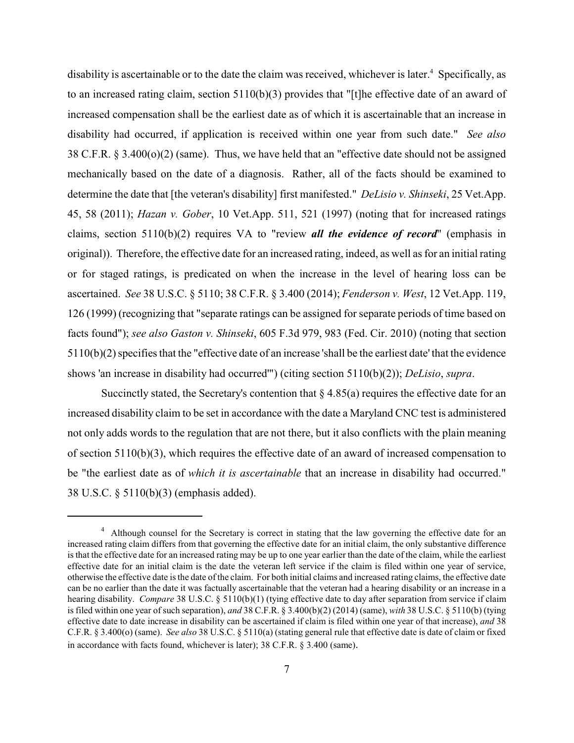disability is ascertainable or to the date the claim was received, whichever is later.[4] Specifically, as to an increased rating claim, section 5110(b)(3) provides that "[t]he effective date of an award of increased compensation shall be the earliest date as of which it is ascertainable that an increase in disability had occurred, if application is received within one year from such date." *See also* 38 C.F.R. § 3.400(o)(2) (same). Thus, we have held that an "effective date should not be assigned mechanically based on the date of a diagnosis. Rather, all of the facts should be examined to determine the date that [the veteran's disability] first manifested." *DeLisio v. Shinseki*, 25 Vet.App. 45, 58 (2011); *Hazan v. Gober*, 10 Vet.App. 511, 521 (1997) (noting that for increased ratings claims, section 5110(b)(2) requires VA to "review ***all the evidence of record***" (emphasis in original)). Therefore, the effective date for an increased rating, indeed, as well as for an initial rating or for staged ratings, is predicated on when the increase in the level of hearing loss can be ascertained. *See* 38 U.S.C. § 5110; 38 C.F.R. § 3.400 (2014); *Fenderson v. West*, 12 Vet.App. 119, 126 (1999) (recognizing that "separate ratings can be assigned for separate periods of time based on facts found"); *see also Gaston v. Shinseki*, 605 F.3d 979, 983 (Fed. Cir. 2010) (noting that section 5110(b)(2) specifies that the "effective date of an increase 'shall be the earliest date' that the evidence shows 'an increase in disability had occurred'") (citing section 5110(b)(2)); *DeLisio*, *supra*.

Succinctly stated, the Secretary's contention that § 4.85(a) requires the effective date for an increased disability claim to be set in accordance with the date a Maryland CNC test is administered not only adds words to the regulation that are not there, but it also conflicts with the plain meaning of section 5110(b)(3), which requires the effective date of an award of increased compensation to be "the earliest date as of *which it is ascertainable* that an increase in disability had occurred." 38 U.S.C. § 5110(b)(3) (emphasis added).

---

[4] Although counsel for the Secretary is correct in stating that the law governing the effective date for an increased rating claim differs from that governing the effective date for an initial claim, the only substantive difference is that the effective date for an increased rating may be up to one year earlier than the date of the claim, while the earliest effective date for an initial claim is the date the veteran left service if the claim is filed within one year of service, otherwise the effective date is the date of the claim. For both initial claims and increased rating claims, the effective date can be no earlier than the date it was factually ascertainable that the veteran had a hearing disability or an increase in a hearing disability. *Compare* 38 U.S.C. § 5110(b)(1) (tying effective date to day after separation from service if claim is filed within one year of such separation), *and* 38 C.F.R. § 3.400(b)(2) (2014) (same), *with* 38 U.S.C. § 5110(b) (tying effective date to date increase in disability can be ascertained if claim is filed within one year of that increase), *and* 38 C.F.R. § 3.400(o) (same). *See also* 38 U.S.C. § 5110(a) (stating general rule that effective date is date of claim or fixed in accordance with facts found, whichever is later); 38 C.F.R. § 3.400 (same).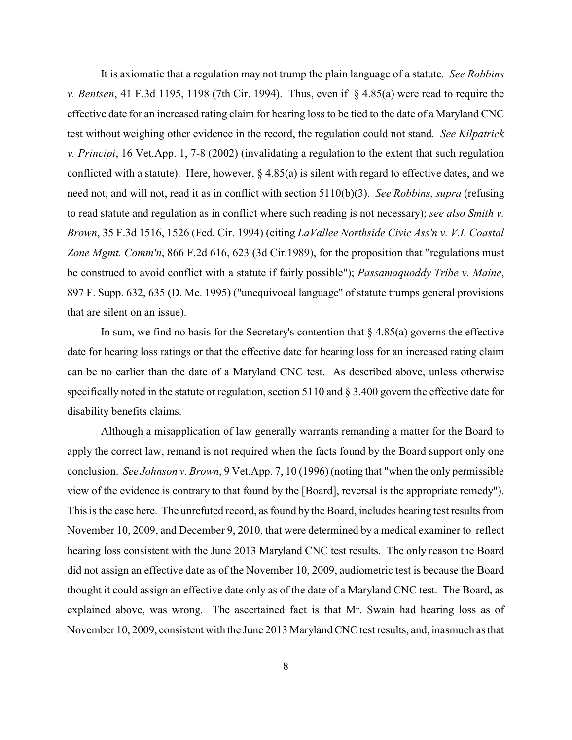It is axiomatic that a regulation may not trump the plain language of a statute. *See Robbins v. Bentsen*, 41 F.3d 1195, 1198 (7th Cir. 1994). Thus, even if § 4.85(a) were read to require the effective date for an increased rating claim for hearing loss to be tied to the date of a Maryland CNC test without weighing other evidence in the record, the regulation could not stand. *See Kilpatrick v. Principi*, 16 Vet.App. 1, 7-8 (2002) (invalidating a regulation to the extent that such regulation conflicted with a statute). Here, however, § 4.85(a) is silent with regard to effective dates, and we need not, and will not, read it as in conflict with section 5110(b)(3). *See Robbins*, *supra* (refusing to read statute and regulation as in conflict where such reading is not necessary); *see also Smith v. Brown*, 35 F.3d 1516, 1526 (Fed. Cir. 1994) (citing *LaVallee Northside Civic Ass'n v. V.I. Coastal Zone Mgmt. Comm'n*, 866 F.2d 616, 623 (3d Cir.1989), for the proposition that "regulations must be construed to avoid conflict with a statute if fairly possible"); *Passamaquoddy Tribe v. Maine*, 897 F. Supp. 632, 635 (D. Me. 1995) ("unequivocal language" of statute trumps general provisions that are silent on an issue).

In sum, we find no basis for the Secretary's contention that § 4.85(a) governs the effective date for hearing loss ratings or that the effective date for hearing loss for an increased rating claim can be no earlier than the date of a Maryland CNC test. As described above, unless otherwise specifically noted in the statute or regulation, section 5110 and § 3.400 govern the effective date for disability benefits claims.

Although a misapplication of law generally warrants remanding a matter for the Board to apply the correct law, remand is not required when the facts found by the Board support only one conclusion. *See Johnson v. Brown*, 9 Vet.App. 7, 10 (1996) (noting that "when the only permissible view of the evidence is contrary to that found by the [Board], reversal is the appropriate remedy"). This is the case here. The unrefuted record, as found by the Board, includes hearing test results from November 10, 2009, and December 9, 2010, that were determined by a medical examiner to reflect hearing loss consistent with the June 2013 Maryland CNC test results. The only reason the Board did not assign an effective date as of the November 10, 2009, audiometric test is because the Board thought it could assign an effective date only as of the date of a Maryland CNC test. The Board, as explained above, was wrong. The ascertained fact is that Mr. Swain had hearing loss as of November 10, 2009, consistent with the June 2013 Maryland CNC test results, and, inasmuch as that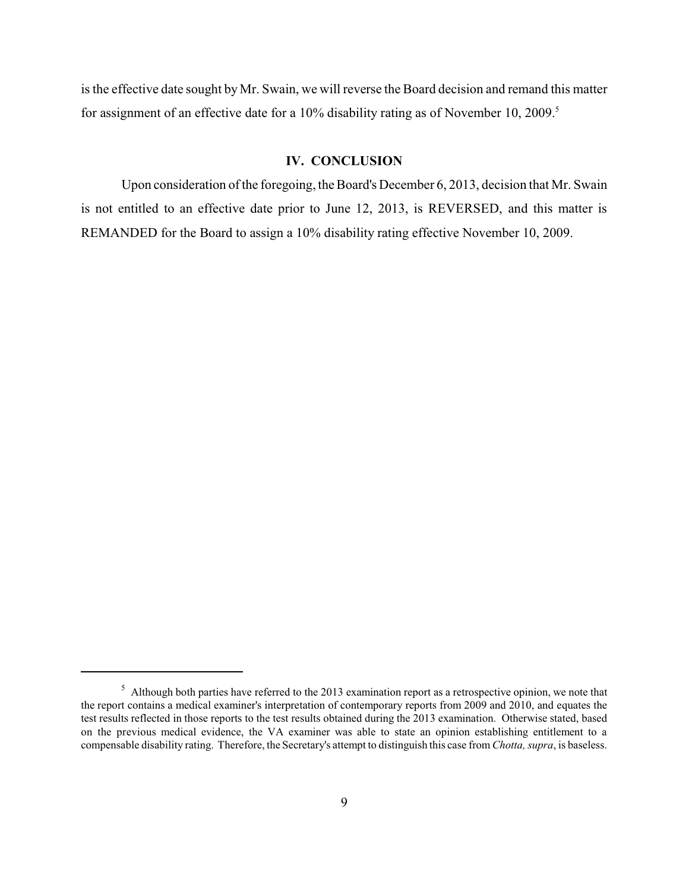is the effective date sought by Mr. Swain, we will reverse the Board decision and remand this matter for assignment of an effective date for a 10% disability rating as of November 10, 2009.[5]

## IV. CONCLUSION

Upon consideration of the foregoing, the Board's December 6, 2013, decision that Mr. Swain is not entitled to an effective date prior to June 12, 2013, is REVERSED, and this matter is REMANDED for the Board to assign a 10% disability rating effective November 10, 2009.

---

[5] Although both parties have referred to the 2013 examination report as a retrospective opinion, we note that the report contains a medical examiner's interpretation of contemporary reports from 2009 and 2010, and equates the test results reflected in those reports to the test results obtained during the 2013 examination. Otherwise stated, based on the previous medical evidence, the VA examiner was able to state an opinion establishing entitlement to a compensable disability rating. Therefore, the Secretary's attempt to distinguish this case from *Chotta, supra*, is baseless.